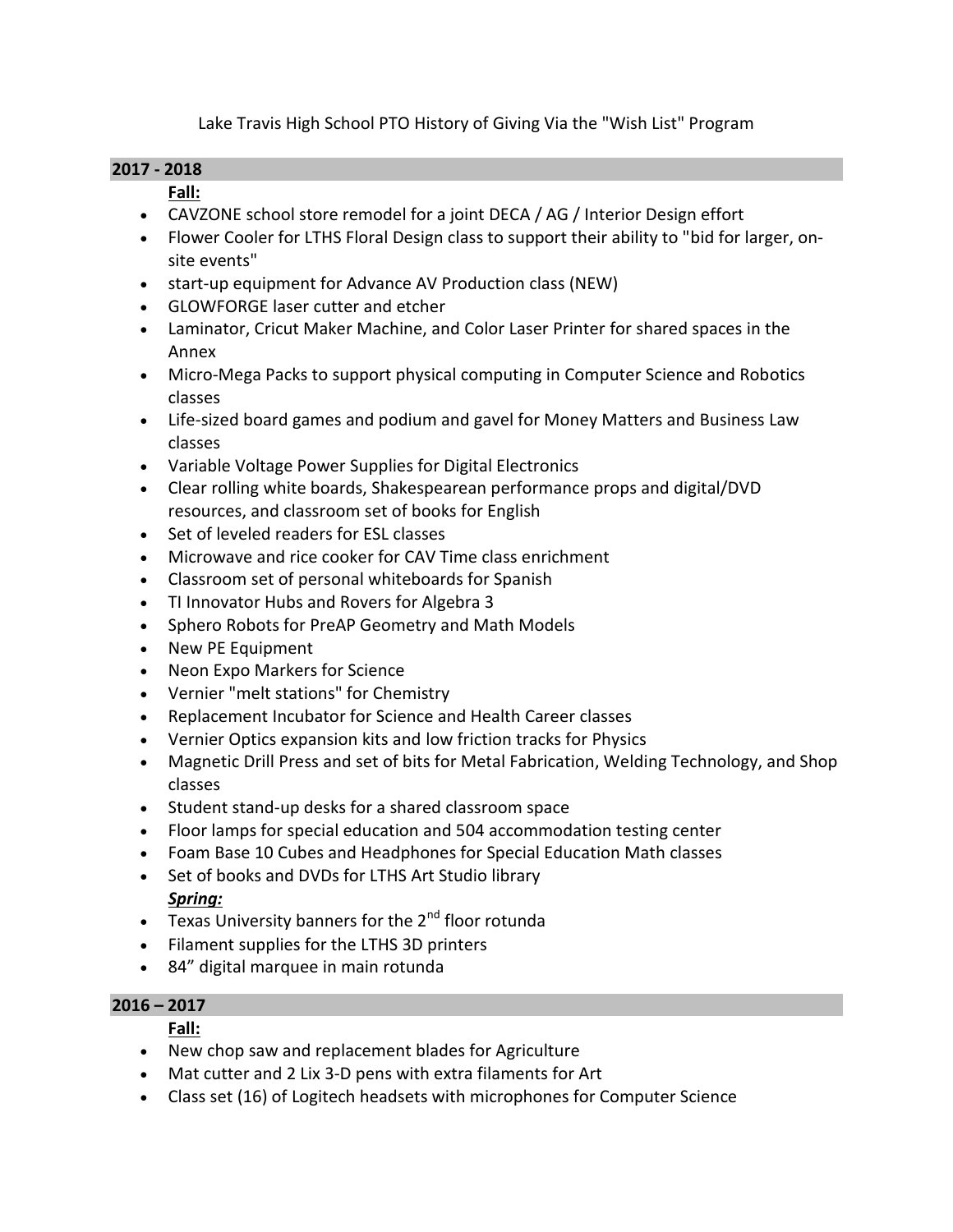Lake Travis High School PTO History of Giving Via the "Wish List" Program

## 2017 - 2018

**Fall:**

- CAVZONE school store remodel for a joint DECA / AG / Interior Design effort
- Flower Cooler for LTHS Floral Design class to support their ability to "bid for larger, on-site events"
- start-up equipment for Advance AV Production class (NEW)
- GLOWFORGE laser cutter and etcher
- Laminator, Cricut Maker Machine, and Color Laser Printer for shared spaces in the Annex
- Micro-Mega Packs to support physical computing in Computer Science and Robotics classes
- Life-sized board games and podium and gavel for Money Matters and Business Law classes
- Variable Voltage Power Supplies for Digital Electronics
- Clear rolling white boards, Shakespearean performance props and digital/DVD resources, and classroom set of books for English
- Set of leveled readers for ESL classes
- Microwave and rice cooker for CAV Time class enrichment
- Classroom set of personal whiteboards for Spanish
- TI Innovator Hubs and Rovers for Algebra 3
- Sphero Robots for PreAP Geometry and Math Models
- New PE Equipment
- Neon Expo Markers for Science
- Vernier "melt stations" for Chemistry
- Replacement Incubator for Science and Health Career classes
- Vernier Optics expansion kits and low friction tracks for Physics
- Magnetic Drill Press and set of bits for Metal Fabrication, Welding Technology, and Shop classes
- Student stand-up desks for a shared classroom space
- Floor lamps for special education and 504 accommodation testing center
- Foam Base 10 Cubes and Headphones for Special Education Math classes
- Set of books and DVDs for LTHS Art Studio library

***Spring:***

- Texas University banners for the 2nd floor rotunda
- Filament supplies for the LTHS 3D printers
- 84” digital marquee in main rotunda

## 2016 – 2017

**Fall:**

- New chop saw and replacement blades for Agriculture
- Mat cutter and 2 Lix 3-D pens with extra filaments for Art
- Class set (16) of Logitech headsets with microphones for Computer Science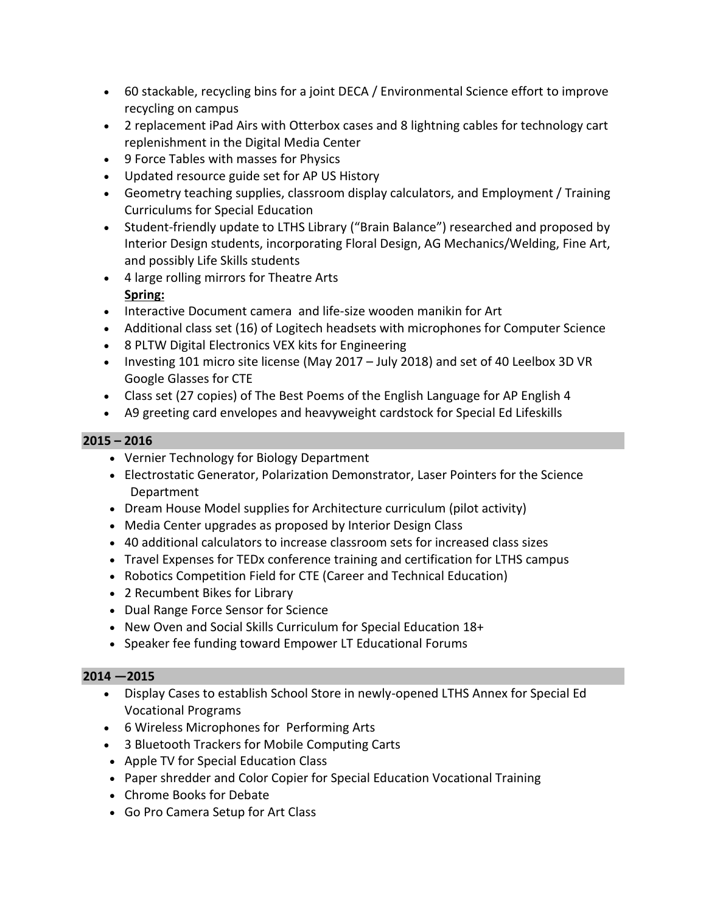- 60 stackable, recycling bins for a joint DECA / Environmental Science effort to improve recycling on campus
- 2 replacement iPad Airs with Otterbox cases and 8 lightning cables for technology cart replenishment in the Digital Media Center
- 9 Force Tables with masses for Physics
- Updated resource guide set for AP US History
- Geometry teaching supplies, classroom display calculators, and Employment / Training Curriculums for Special Education
- Student-friendly update to LTHS Library ("Brain Balance") researched and proposed by Interior Design students, incorporating Floral Design, AG Mechanics/Welding, Fine Art, and possibly Life Skills students
- 4 large rolling mirrors for Theatre Arts

**Spring:**

- Interactive Document camera and life-size wooden manikin for Art
- Additional class set (16) of Logitech headsets with microphones for Computer Science
- 8 PLTW Digital Electronics VEX kits for Engineering
- Investing 101 micro site license (May 2017 – July 2018) and set of 40 Leelbox 3D VR Google Glasses for CTE
- Class set (27 copies) of The Best Poems of the English Language for AP English 4
- A9 greeting card envelopes and heavyweight cardstock for Special Ed Lifeskills

## 2015 – 2016

- Vernier Technology for Biology Department
- Electrostatic Generator, Polarization Demonstrator, Laser Pointers for the Science Department
- Dream House Model supplies for Architecture curriculum (pilot activity)
- Media Center upgrades as proposed by Interior Design Class
- 40 additional calculators to increase classroom sets for increased class sizes
- Travel Expenses for TEDx conference training and certification for LTHS campus
- Robotics Competition Field for CTE (Career and Technical Education)
- 2 Recumbent Bikes for Library
- Dual Range Force Sensor for Science
- New Oven and Social Skills Curriculum for Special Education 18+
- Speaker fee funding toward Empower LT Educational Forums

## 2014 —2015

- Display Cases to establish School Store in newly-opened LTHS Annex for Special Ed Vocational Programs
- 6 Wireless Microphones for Performing Arts
- 3 Bluetooth Trackers for Mobile Computing Carts
- Apple TV for Special Education Class
- Paper shredder and Color Copier for Special Education Vocational Training
- Chrome Books for Debate
- Go Pro Camera Setup for Art Class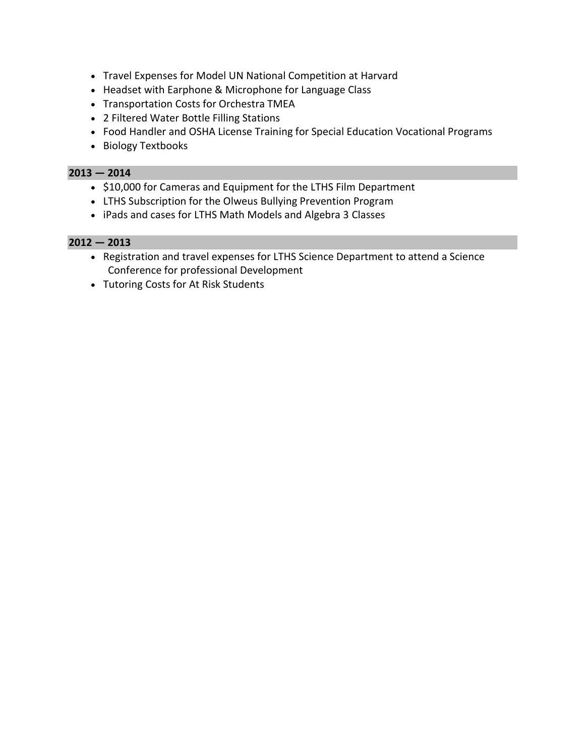- Travel Expenses for Model UN National Competition at Harvard
- Headset with Earphone & Microphone for Language Class
- Transportation Costs for Orchestra TMEA
- 2 Filtered Water Bottle Filling Stations
- Food Handler and OSHA License Training for Special Education Vocational Programs
- Biology Textbooks

**2013 — 2014**

- $10,000 for Cameras and Equipment for the LTHS Film Department
- LTHS Subscription for the Olweus Bullying Prevention Program
- iPads and cases for LTHS Math Models and Algebra 3 Classes

**2012 — 2013**

- Registration and travel expenses for LTHS Science Department to attend a Science Conference for professional Development
- Tutoring Costs for At Risk Students